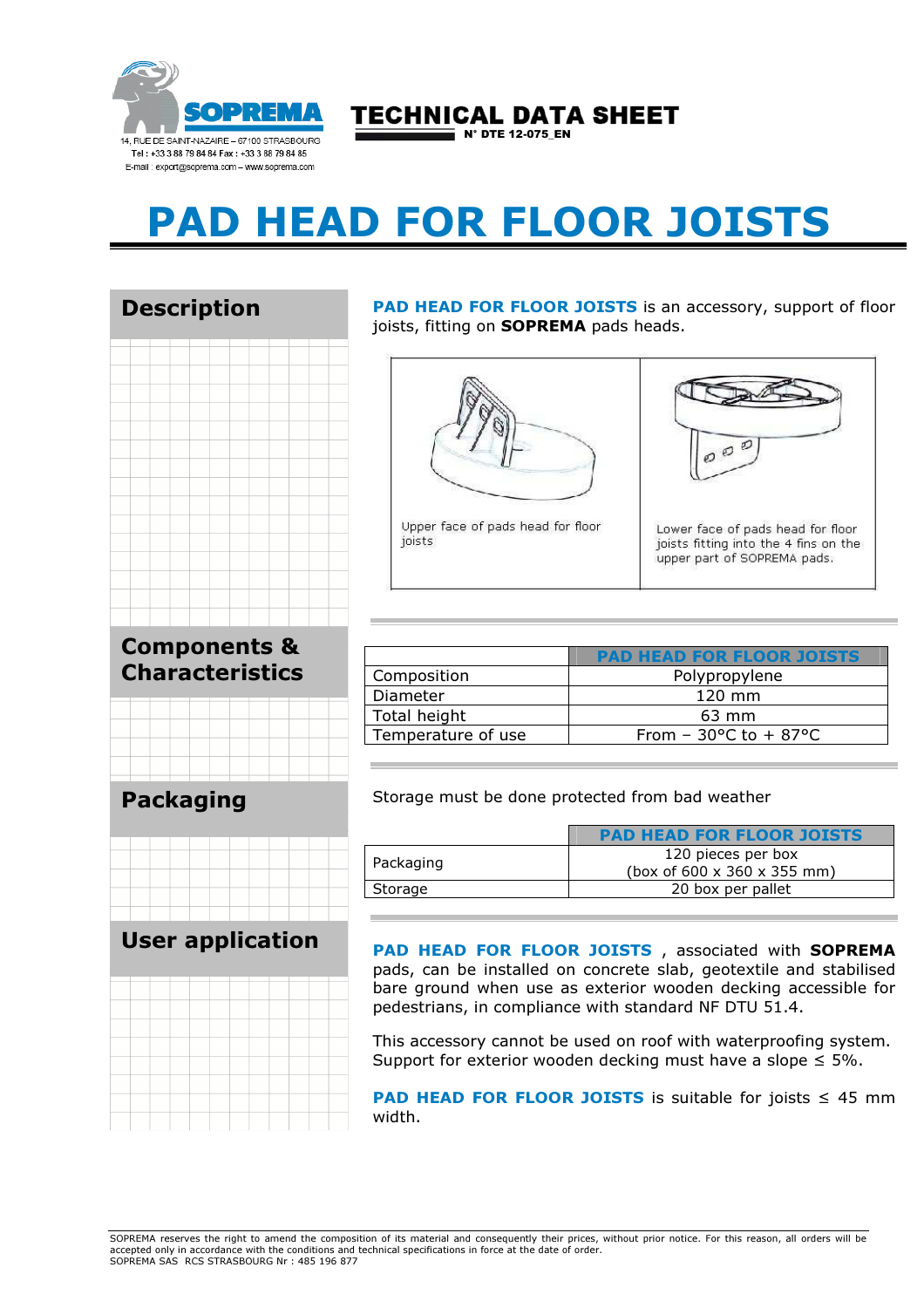SOPREMA

14, RUE DE SAINT-NAZAIRE – 67100 STRASBOURG
Tel : +33 3 88 79 84 84 Fax : +33 3 88 79 84 85
E-mail : export@soprema.com – www.soprema.com

**TECHNICAL DATA SHEET**
N° DTE 12-075_EN

# PAD HEAD FOR FLOOR JOISTS

## Description

**PAD HEAD FOR FLOOR JOISTS** is an accessory, support of floor joists, fitting on **SOPREMA** pads heads.

Upper face of pads head for floor joists

Lower face of pads head for floor joists fitting into the 4 fins on the upper part of SOPREMA pads.

## Components & Characteristics

| | PAD HEAD FOR FLOOR JOISTS |
|---|---|
| Composition | Polypropylene |
| Diameter | 120 mm |
| Total height | 63 mm |
| Temperature of use | From – 30°C to + 87°C |

## Packaging

Storage must be done protected from bad weather

| | PAD HEAD FOR FLOOR JOISTS |
|---|---|
| Packaging | 120 pieces per box (box of 600 x 360 x 355 mm) |
| Storage | 20 box per pallet |

## User application

**PAD HEAD FOR FLOOR JOISTS** , associated with **SOPREMA** pads, can be installed on concrete slab, geotextile and stabilised bare ground when use as exterior wooden decking accessible for pedestrians, in compliance with standard NF DTU 51.4.

This accessory cannot be used on roof with waterproofing system. Support for exterior wooden decking must have a slope ≤ 5%.

**PAD HEAD FOR FLOOR JOISTS** is suitable for joists ≤ 45 mm width.

SOPREMA reserves the right to amend the composition of its material and consequently their prices, without prior notice. For this reason, all orders will be accepted only in accordance with the conditions and technical specifications in force at the date of order.
SOPREMA SAS RCS STRASBOURG Nr : 485 196 877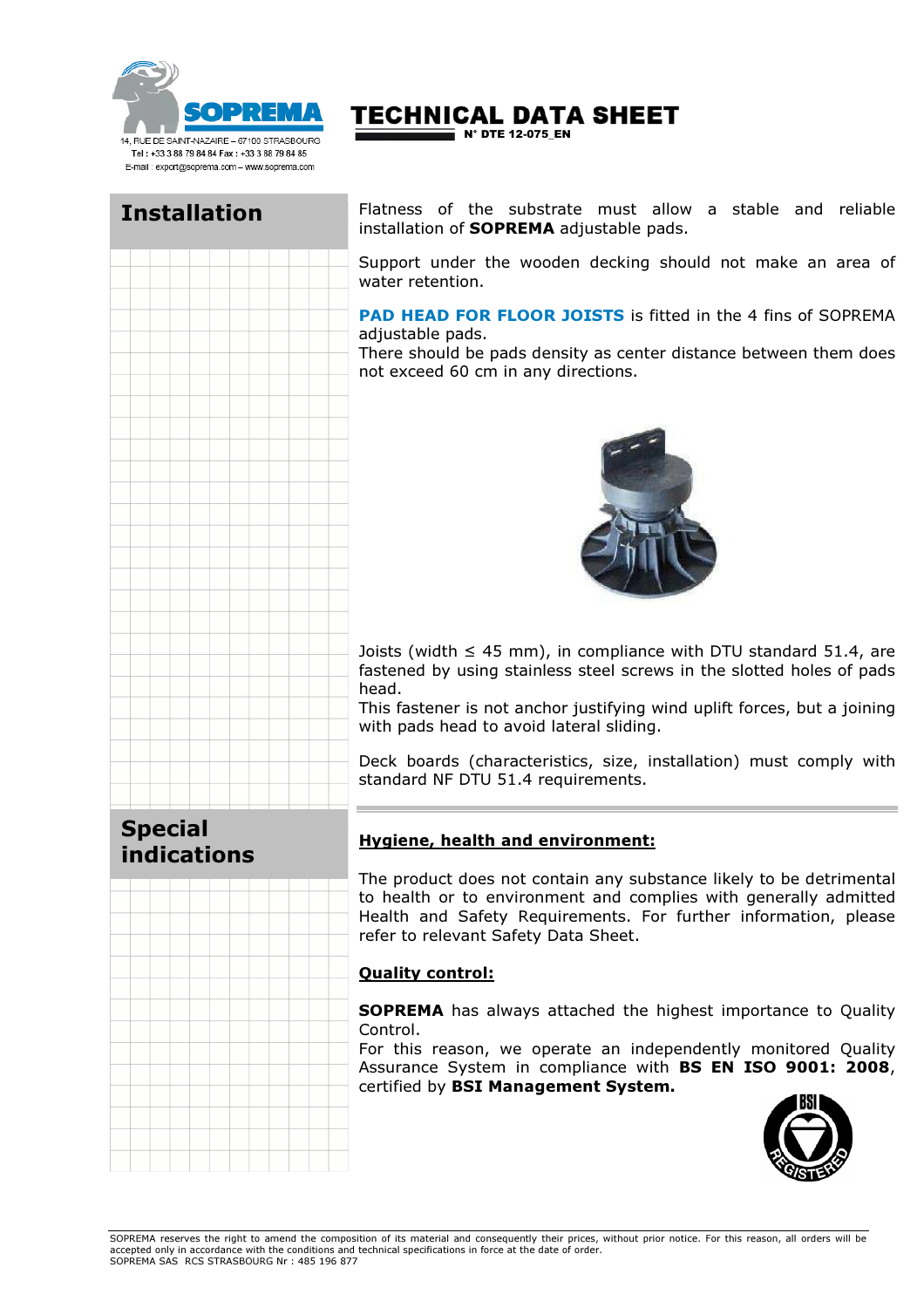## Installation

Flatness of the substrate must allow a stable and reliable installation of **SOPREMA** adjustable pads.

Support under the wooden decking should not make an area of water retention.

**PAD HEAD FOR FLOOR JOISTS** is fitted in the 4 fins of SOPREMA adjustable pads.
There should be pads density as center distance between them does not exceed 60 cm in any directions.

Joists (width ≤ 45 mm), in compliance with DTU standard 51.4, are fastened by using stainless steel screws in the slotted holes of pads head.
This fastener is not anchor justifying wind uplift forces, but a joining with pads head to avoid lateral sliding.

Deck boards (characteristics, size, installation) must comply with standard NF DTU 51.4 requirements.

## Special indications

**Hygiene, health and environment:**

The product does not contain any substance likely to be detrimental to health or to environment and complies with generally admitted Health and Safety Requirements. For further information, please refer to relevant Safety Data Sheet.

**Quality control:**

**SOPREMA** has always attached the highest importance to Quality Control.
For this reason, we operate an independently monitored Quality Assurance System in compliance with **BS EN ISO 9001: 2008**, certified by **BSI Management System.**

SOPREMA reserves the right to amend the composition of its material and consequently their prices, without prior notice. For this reason, all orders will be accepted only in accordance with the conditions and technical specifications in force at the date of order.
SOPREMA SAS RCS STRASBOURG Nr : 485 196 877